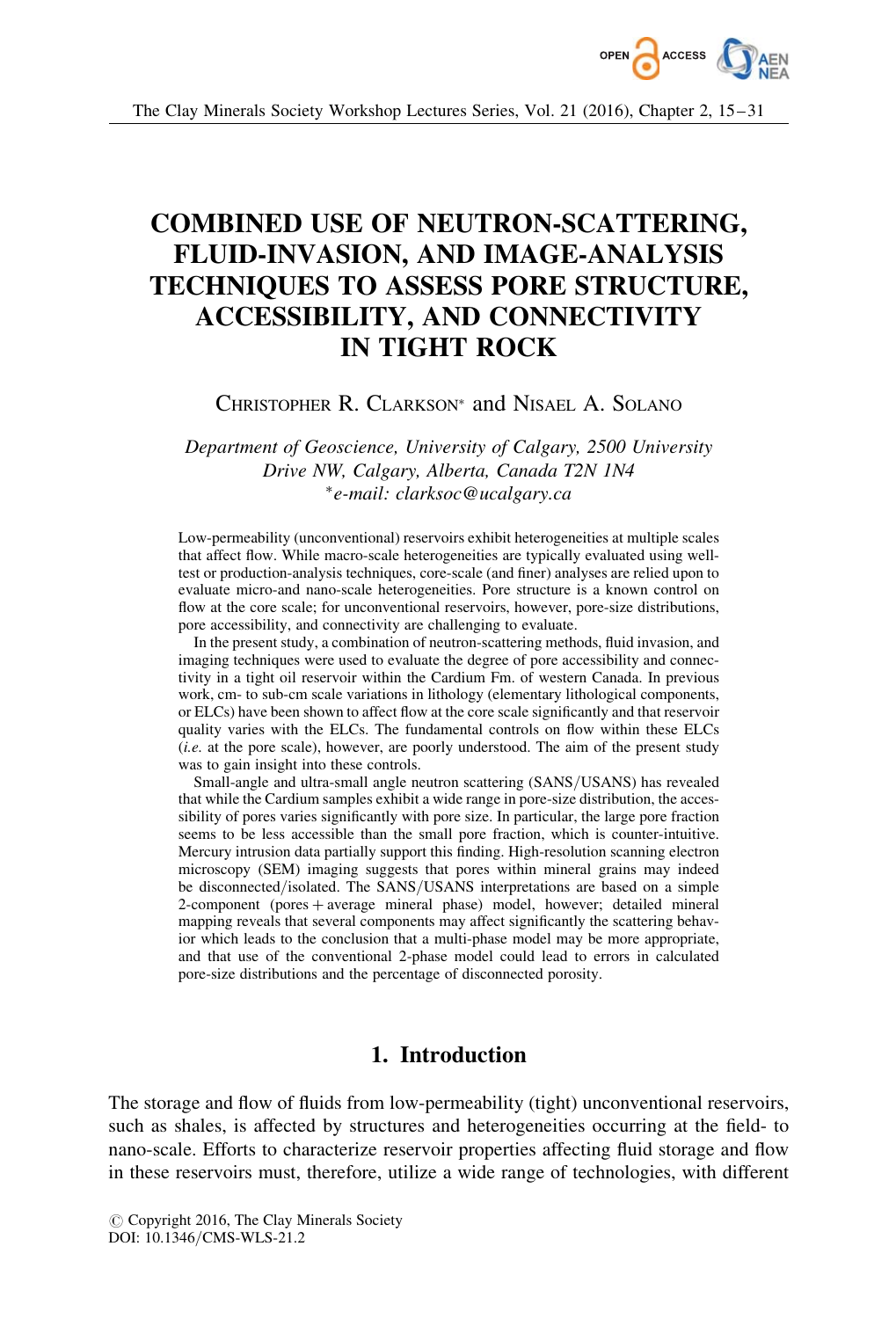# COMBINED USE OF NEUTRON-SCATTERING, FLUID-INVASION, AND IMAGE-ANALYSIS TECHNIQUES TO ASSESS PORE STRUCTURE, ACCESSIBILITY, AND CONNECTIVITY IN TIGHT ROCK

Christopher R. Clarkson* and Nisael A. Solano

*Department of Geoscience, University of Calgary, 2500 University Drive NW, Calgary, Alberta, Canada T2N 1N4*
*\*e-mail: clarksoc@ucalgary.ca*

Low-permeability (unconventional) reservoirs exhibit heterogeneities at multiple scales that affect flow. While macro-scale heterogeneities are typically evaluated using well-test or production-analysis techniques, core-scale (and finer) analyses are relied upon to evaluate micro-and nano-scale heterogeneities. Pore structure is a known control on flow at the core scale; for unconventional reservoirs, however, pore-size distributions, pore accessibility, and connectivity are challenging to evaluate.

In the present study, a combination of neutron-scattering methods, fluid invasion, and imaging techniques were used to evaluate the degree of pore accessibility and connectivity in a tight oil reservoir within the Cardium Fm. of western Canada. In previous work, cm- to sub-cm scale variations in lithology (elementary lithological components, or ELCs) have been shown to affect flow at the core scale significantly and that reservoir quality varies with the ELCs. The fundamental controls on flow within these ELCs (*i.e.* at the pore scale), however, are poorly understood. The aim of the present study was to gain insight into these controls.

Small-angle and ultra-small angle neutron scattering (SANS/USANS) has revealed that while the Cardium samples exhibit a wide range in pore-size distribution, the accessibility of pores varies significantly with pore size. In particular, the large pore fraction seems to be less accessible than the small pore fraction, which is counter-intuitive. Mercury intrusion data partially support this finding. High-resolution scanning electron microscopy (SEM) imaging suggests that pores within mineral grains may indeed be disconnected/isolated. The SANS/USANS interpretations are based on a simple 2-component (pores + average mineral phase) model, however; detailed mineral mapping reveals that several components may affect significantly the scattering behavior which leads to the conclusion that a multi-phase model may be more appropriate, and that use of the conventional 2-phase model could lead to errors in calculated pore-size distributions and the percentage of disconnected porosity.

## 1. Introduction

The storage and flow of fluids from low-permeability (tight) unconventional reservoirs, such as shales, is affected by structures and heterogeneities occurring at the field- to nano-scale. Efforts to characterize reservoir properties affecting fluid storage and flow in these reservoirs must, therefore, utilize a wide range of technologies, with different

© Copyright 2016, The Clay Minerals Society
DOI: 10.1346/CMS-WLS-21.2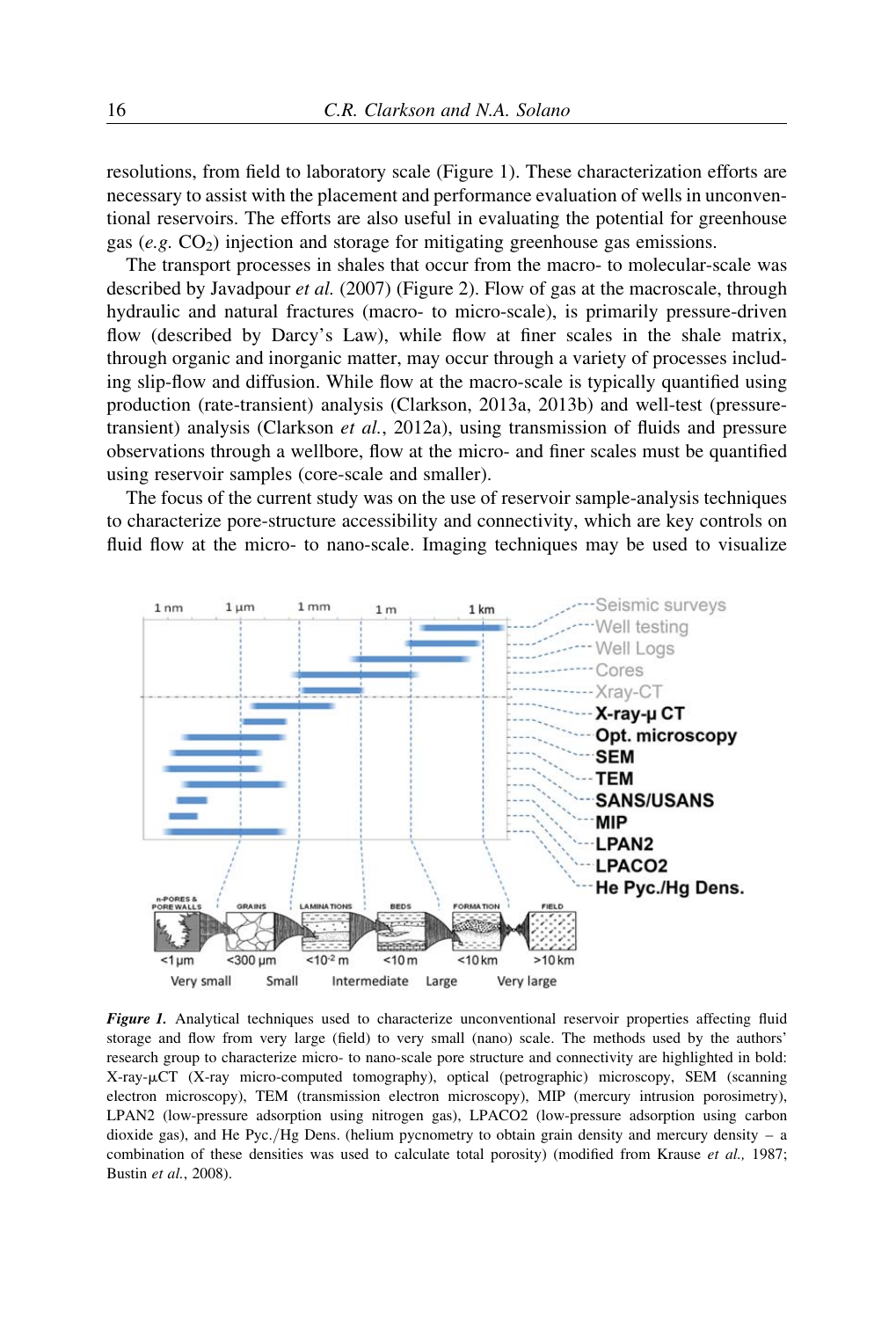resolutions, from field to laboratory scale (Figure 1). These characterization efforts are necessary to assist with the placement and performance evaluation of wells in unconventional reservoirs. The efforts are also useful in evaluating the potential for greenhouse gas (*e.g.* $CO_2$) injection and storage for mitigating greenhouse gas emissions.

The transport processes in shales that occur from the macro- to molecular-scale was described by Javadpour *et al.* (2007) (Figure 2). Flow of gas at the macroscale, through hydraulic and natural fractures (macro- to micro-scale), is primarily pressure-driven flow (described by Darcy's Law), while flow at finer scales in the shale matrix, through organic and inorganic matter, may occur through a variety of processes including slip-flow and diffusion. While flow at the macro-scale is typically quantified using production (rate-transient) analysis (Clarkson, 2013a, 2013b) and well-test (pressure-transient) analysis (Clarkson *et al.*, 2012a), using transmission of fluids and pressure observations through a wellbore, flow at the micro- and finer scales must be quantified using reservoir samples (core-scale and smaller).

The focus of the current study was on the use of reservoir sample-analysis techniques to characterize pore-structure accessibility and connectivity, which are key controls on fluid flow at the micro- to nano-scale. Imaging techniques may be used to visualize

***Figure 1.*** Analytical techniques used to characterize unconventional reservoir properties affecting fluid storage and flow from very large (field) to very small (nano) scale. The methods used by the authors' research group to characterize micro- to nano-scale pore structure and connectivity are highlighted in bold: X-ray-μCT (X-ray micro-computed tomography), optical (petrographic) microscopy, SEM (scanning electron microscopy), TEM (transmission electron microscopy), MIP (mercury intrusion porosimetry), LPAN2 (low-pressure adsorption using nitrogen gas), LPACO2 (low-pressure adsorption using carbon dioxide gas), and He Pyc./Hg Dens. (helium pycnometry to obtain grain density and mercury density – a combination of these densities was used to calculate total porosity) (modified from Krause *et al.,* 1987; Bustin *et al.*, 2008).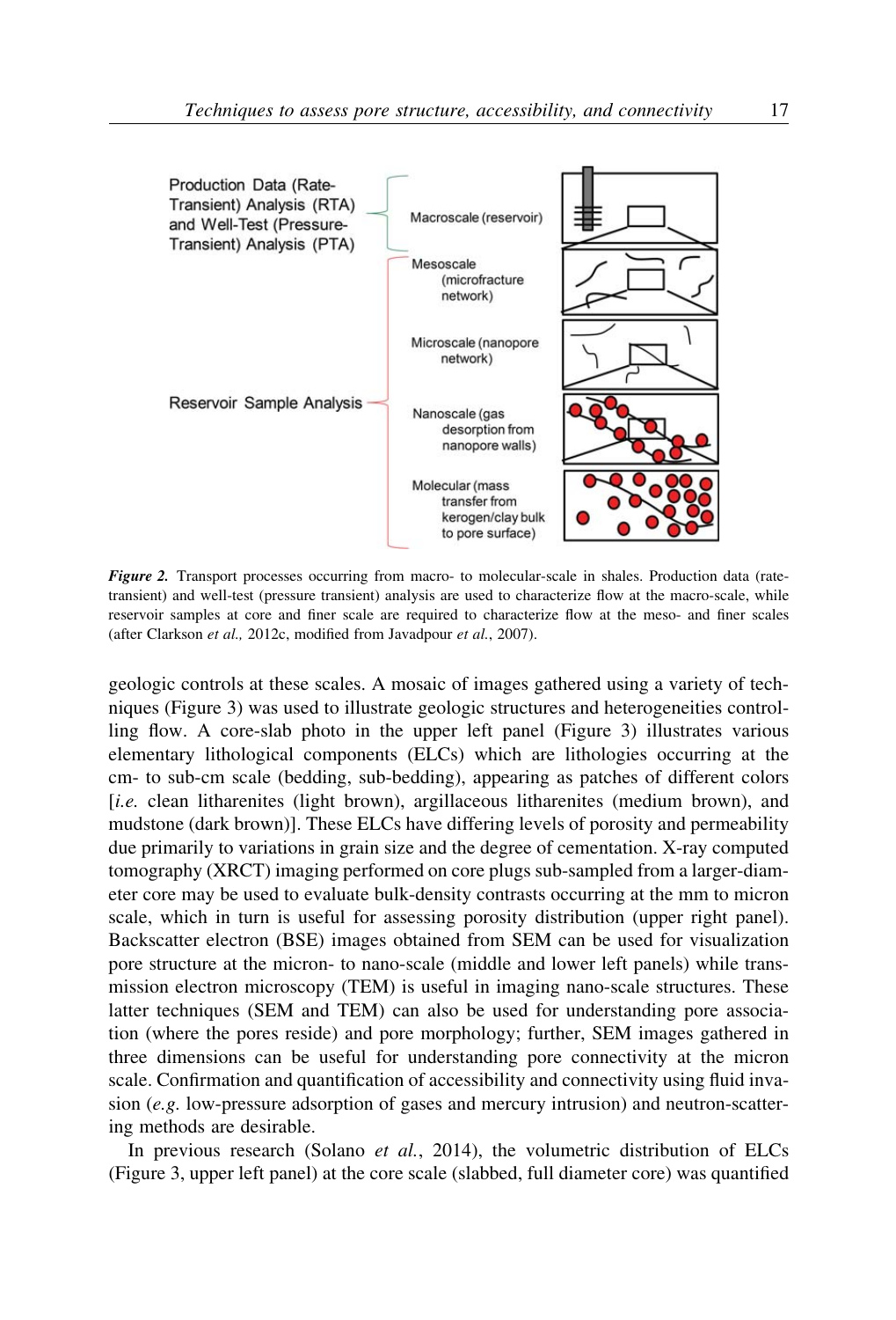Production Data (Rate-Transient) Analysis (RTA) and Well-Test (Pressure-Transient) Analysis (PTA)

Macroscale (reservoir)

Mesoscale (microfracture network)

Microscale (nanopore network)

Reservoir Sample Analysis

Nanoscale (gas desorption from nanopore walls)

Molecular (mass transfer from kerogen/clay bulk to pore surface)

***Figure 2.*** Transport processes occurring from macro- to molecular-scale in shales. Production data (rate-transient) and well-test (pressure transient) analysis are used to characterize flow at the macro-scale, while reservoir samples at core and finer scale are required to characterize flow at the meso- and finer scales (after Clarkson *et al.,* 2012c, modified from Javadpour *et al.*, 2007).

geologic controls at these scales. A mosaic of images gathered using a variety of techniques (Figure 3) was used to illustrate geologic structures and heterogeneities controlling flow. A core-slab photo in the upper left panel (Figure 3) illustrates various elementary lithological components (ELCs) which are lithologies occurring at the cm- to sub-cm scale (bedding, sub-bedding), appearing as patches of different colors [*i.e.* clean litharenites (light brown), argillaceous litharenites (medium brown), and mudstone (dark brown)]. These ELCs have differing levels of porosity and permeability due primarily to variations in grain size and the degree of cementation. X-ray computed tomography (XRCT) imaging performed on core plugs sub-sampled from a larger-diameter core may be used to evaluate bulk-density contrasts occurring at the mm to micron scale, which in turn is useful for assessing porosity distribution (upper right panel). Backscatter electron (BSE) images obtained from SEM can be used for visualization pore structure at the micron- to nano-scale (middle and lower left panels) while transmission electron microscopy (TEM) is useful in imaging nano-scale structures. These latter techniques (SEM and TEM) can also be used for understanding pore association (where the pores reside) and pore morphology; further, SEM images gathered in three dimensions can be useful for understanding pore connectivity at the micron scale. Confirmation and quantification of accessibility and connectivity using fluid invasion (*e.g.* low-pressure adsorption of gases and mercury intrusion) and neutron-scattering methods are desirable.

In previous research (Solano *et al.*, 2014), the volumetric distribution of ELCs (Figure 3, upper left panel) at the core scale (slabbed, full diameter core) was quantified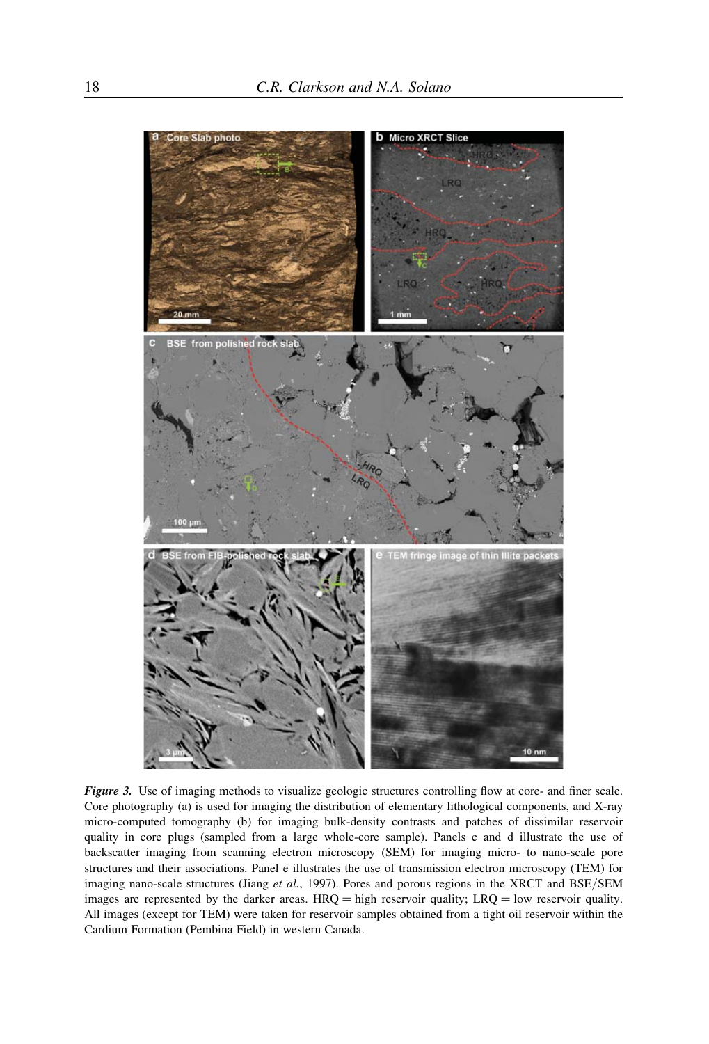***Figure 3.*** Use of imaging methods to visualize geologic structures controlling flow at core- and finer scale. Core photography (a) is used for imaging the distribution of elementary lithological components, and X-ray micro-computed tomography (b) for imaging bulk-density contrasts and patches of dissimilar reservoir quality in core plugs (sampled from a large whole-core sample). Panels c and d illustrate the use of backscatter imaging from scanning electron microscopy (SEM) for imaging micro- to nano-scale pore structures and their associations. Panel e illustrates the use of transmission electron microscopy (TEM) for imaging nano-scale structures (Jiang *et al.*, 1997). Pores and porous regions in the XRCT and BSE/SEM images are represented by the darker areas. HRQ = high reservoir quality; LRQ = low reservoir quality. All images (except for TEM) were taken for reservoir samples obtained from a tight oil reservoir within the Cardium Formation (Pembina Field) in western Canada.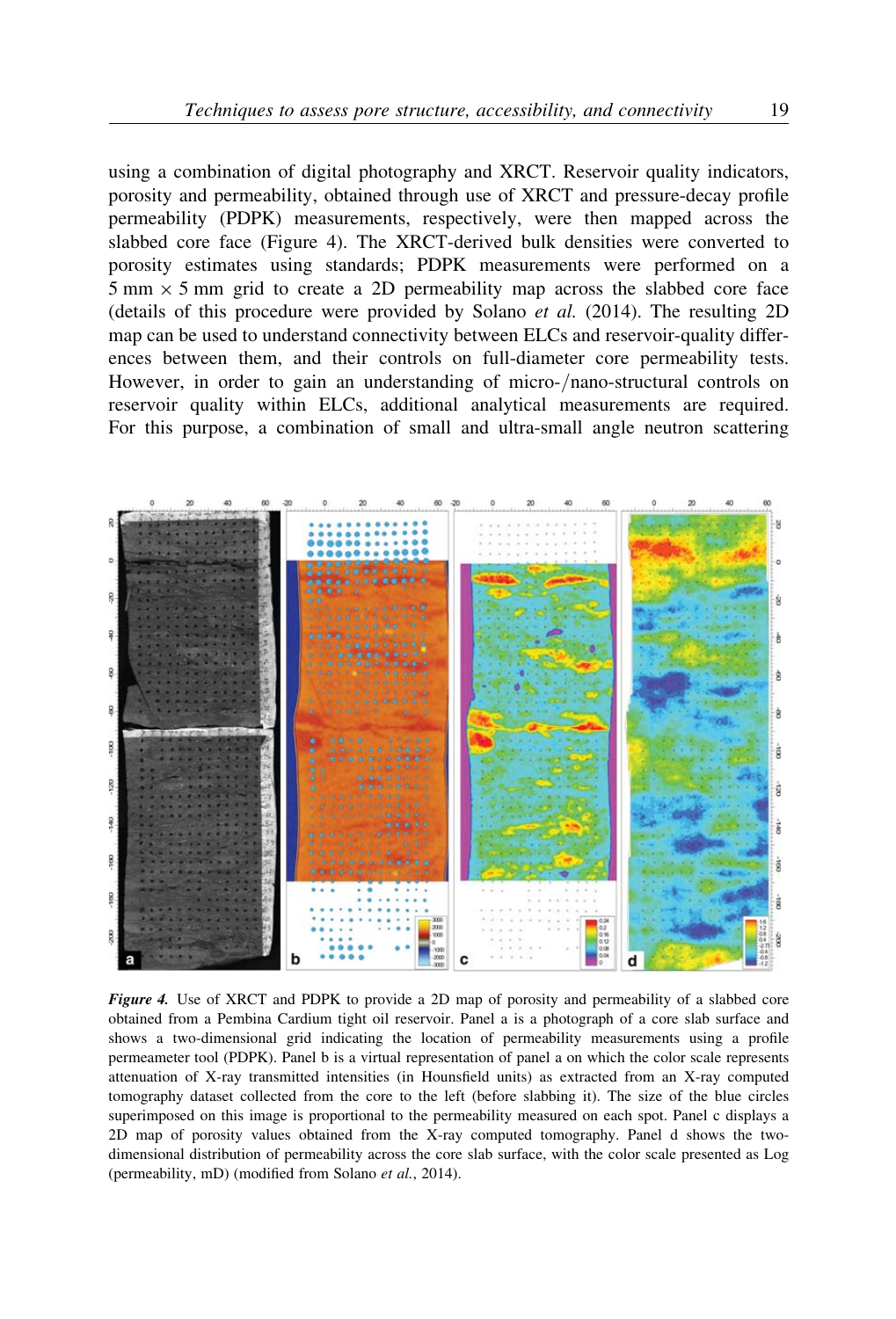using a combination of digital photography and XRCT. Reservoir quality indicators, porosity and permeability, obtained through use of XRCT and pressure-decay profile permeability (PDPK) measurements, respectively, were then mapped across the slabbed core face (Figure 4). The XRCT-derived bulk densities were converted to porosity estimates using standards; PDPK measurements were performed on a 5 mm × 5 mm grid to create a 2D permeability map across the slabbed core face (details of this procedure were provided by Solano *et al.* (2014). The resulting 2D map can be used to understand connectivity between ELCs and reservoir-quality differences between them, and their controls on full-diameter core permeability tests. However, in order to gain an understanding of micro-/nano-structural controls on reservoir quality within ELCs, additional analytical measurements are required. For this purpose, a combination of small and ultra-small angle neutron scattering

***Figure 4.*** Use of XRCT and PDPK to provide a 2D map of porosity and permeability of a slabbed core obtained from a Pembina Cardium tight oil reservoir. Panel a is a photograph of a core slab surface and shows a two-dimensional grid indicating the location of permeability measurements using a profile permeameter tool (PDPK). Panel b is a virtual representation of panel a on which the color scale represents attenuation of X-ray transmitted intensities (in Hounsfield units) as extracted from an X-ray computed tomography dataset collected from the core to the left (before slabbing it). The size of the blue circles superimposed on this image is proportional to the permeability measured on each spot. Panel c displays a 2D map of porosity values obtained from the X-ray computed tomography. Panel d shows the two-dimensional distribution of permeability across the core slab surface, with the color scale presented as Log (permeability, mD) (modified from Solano *et al.*, 2014).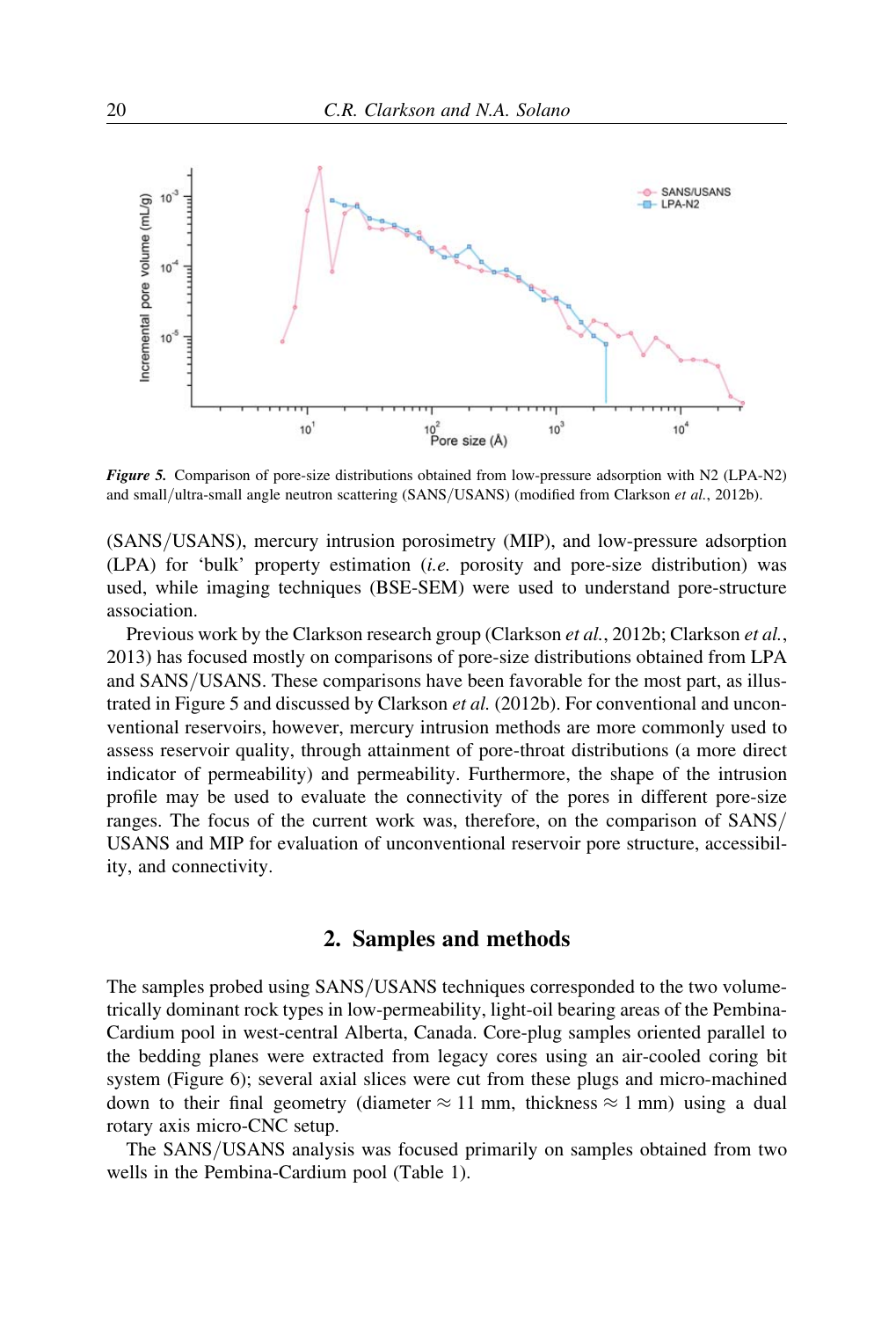*Figure 5.* Comparison of pore-size distributions obtained from low-pressure adsorption with N2 (LPA-N2) and small/ultra-small angle neutron scattering (SANS/USANS) (modified from Clarkson *et al.*, 2012b).

(SANS/USANS), mercury intrusion porosimetry (MIP), and low-pressure adsorption (LPA) for 'bulk' property estimation (*i.e.* porosity and pore-size distribution) was used, while imaging techniques (BSE-SEM) were used to understand pore-structure association.

Previous work by the Clarkson research group (Clarkson *et al.*, 2012b; Clarkson *et al.*, 2013) has focused mostly on comparisons of pore-size distributions obtained from LPA and SANS/USANS. These comparisons have been favorable for the most part, as illustrated in Figure 5 and discussed by Clarkson *et al.* (2012b). For conventional and unconventional reservoirs, however, mercury intrusion methods are more commonly used to assess reservoir quality, through attainment of pore-throat distributions (a more direct indicator of permeability) and permeability. Furthermore, the shape of the intrusion profile may be used to evaluate the connectivity of the pores in different pore-size ranges. The focus of the current work was, therefore, on the comparison of SANS/USANS and MIP for evaluation of unconventional reservoir pore structure, accessibility, and connectivity.

## 2. Samples and methods

The samples probed using SANS/USANS techniques corresponded to the two volumetrically dominant rock types in low-permeability, light-oil bearing areas of the Pembina-Cardium pool in west-central Alberta, Canada. Core-plug samples oriented parallel to the bedding planes were extracted from legacy cores using an air-cooled coring bit system (Figure 6); several axial slices were cut from these plugs and micro-machined down to their final geometry (diameter ≈ 11 mm, thickness ≈ 1 mm) using a dual rotary axis micro-CNC setup.

The SANS/USANS analysis was focused primarily on samples obtained from two wells in the Pembina-Cardium pool (Table 1).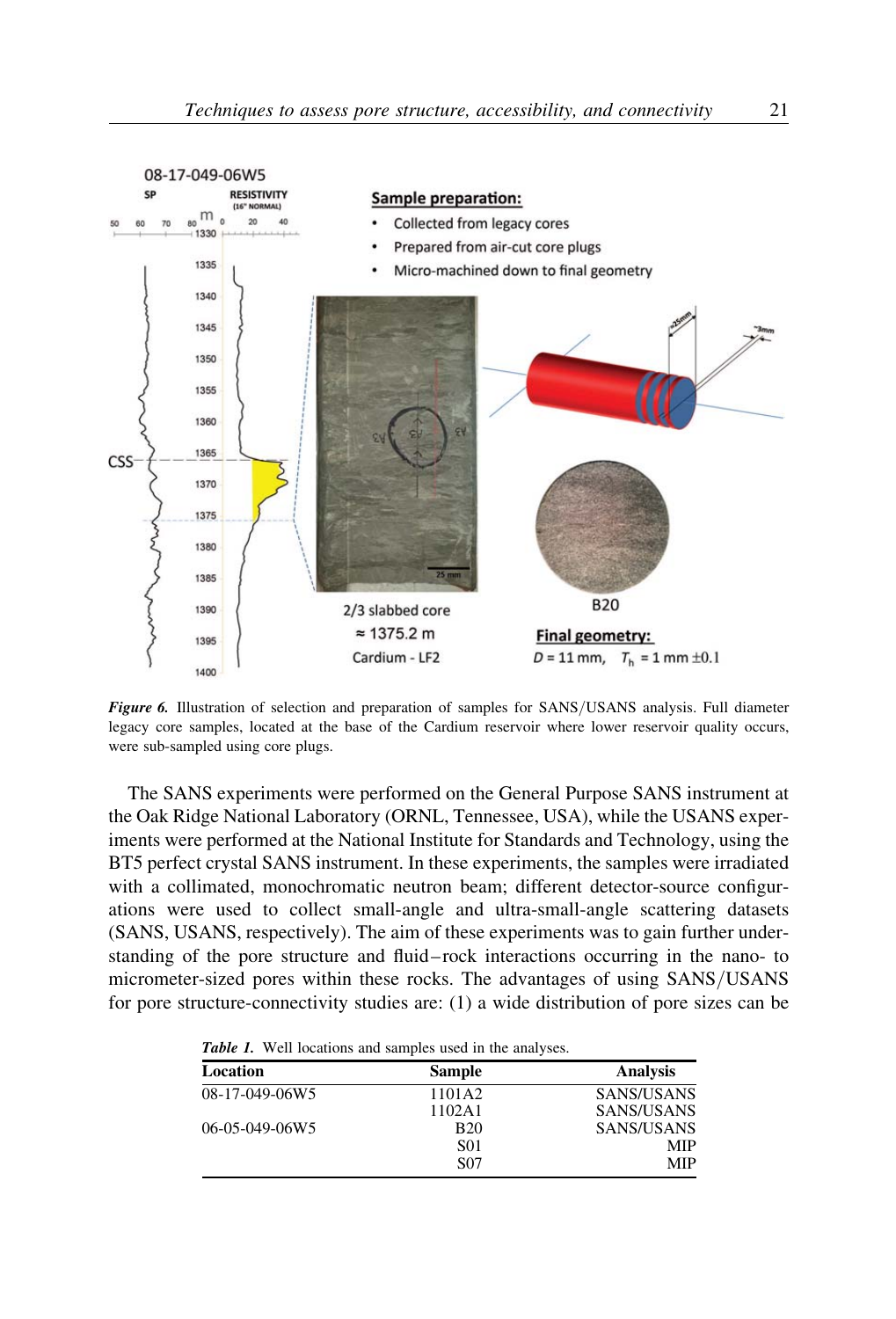*Figure 6.* Illustration of selection and preparation of samples for SANS/USANS analysis. Full diameter legacy core samples, located at the base of the Cardium reservoir where lower reservoir quality occurs, were sub-sampled using core plugs.

The SANS experiments were performed on the General Purpose SANS instrument at the Oak Ridge National Laboratory (ORNL, Tennessee, USA), while the USANS experiments were performed at the National Institute for Standards and Technology, using the BT5 perfect crystal SANS instrument. In these experiments, the samples were irradiated with a collimated, monochromatic neutron beam; different detector-source configurations were used to collect small-angle and ultra-small-angle scattering datasets (SANS, USANS, respectively). The aim of these experiments was to gain further understanding of the pore structure and fluid–rock interactions occurring in the nano- to micrometer-sized pores within these rocks. The advantages of using SANS/USANS for pore structure-connectivity studies are: (1) a wide distribution of pore sizes can be

*Table 1.* Well locations and samples used in the analyses.

| Location | Sample | Analysis |
|---|---|---|
| 08-17-049-06W5 | 1101A2 | SANS/USANS |
| | 1102A1 | SANS/USANS |
| 06-05-049-06W5 | B20 | SANS/USANS |
| | S01 | MIP |
| | S07 | MIP |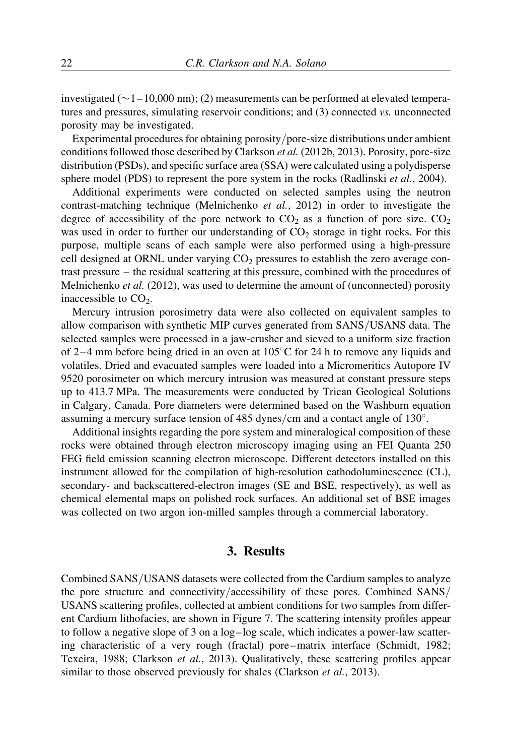investigated (~1–10,000 nm); (2) measurements can be performed at elevated temperatures and pressures, simulating reservoir conditions; and (3) connected *vs.* unconnected porosity may be investigated.

Experimental procedures for obtaining porosity/pore-size distributions under ambient conditions followed those described by Clarkson *et al.* (2012b, 2013). Porosity, pore-size distribution (PSDs), and specific surface area (SSA) were calculated using a polydisperse sphere model (PDS) to represent the pore system in the rocks (Radlinski *et al.*, 2004).

Additional experiments were conducted on selected samples using the neutron contrast-matching technique (Melnichenko *et al.*, 2012) in order to investigate the degree of accessibility of the pore network to $CO_2$ as a function of pore size. $CO_2$ was used in order to further our understanding of $CO_2$ storage in tight rocks. For this purpose, multiple scans of each sample were also performed using a high-pressure cell designed at ORNL under varying $CO_2$ pressures to establish the zero average contrast pressure – the residual scattering at this pressure, combined with the procedures of Melnichenko *et al.* (2012), was used to determine the amount of (unconnected) porosity inaccessible to $CO_2$.

Mercury intrusion porosimetry data were also collected on equivalent samples to allow comparison with synthetic MIP curves generated from SANS/USANS data. The selected samples were processed in a jaw-crusher and sieved to a uniform size fraction of 2–4 mm before being dried in an oven at 105°C for 24 h to remove any liquids and volatiles. Dried and evacuated samples were loaded into a Micromeritics Autopore IV 9520 porosimeter on which mercury intrusion was measured at constant pressure steps up to 413.7 MPa. The measurements were conducted by Trican Geological Solutions in Calgary, Canada. Pore diameters were determined based on the Washburn equation assuming a mercury surface tension of 485 dynes/cm and a contact angle of 130°.

Additional insights regarding the pore system and mineralogical composition of these rocks were obtained through electron microscopy imaging using an FEI Quanta 250 FEG field emission scanning electron microscope. Different detectors installed on this instrument allowed for the compilation of high-resolution cathodoluminescence (CL), secondary- and backscattered-electron images (SE and BSE, respectively), as well as chemical elemental maps on polished rock surfaces. An additional set of BSE images was collected on two argon ion-milled samples through a commercial laboratory.

## 3. Results

Combined SANS/USANS datasets were collected from the Cardium samples to analyze the pore structure and connectivity/accessibility of these pores. Combined SANS/USANS scattering profiles, collected at ambient conditions for two samples from different Cardium lithofacies, are shown in Figure 7. The scattering intensity profiles appear to follow a negative slope of 3 on a log–log scale, which indicates a power-law scattering characteristic of a very rough (fractal) pore–matrix interface (Schmidt, 1982; Texeira, 1988; Clarkson *et al.*, 2013). Qualitatively, these scattering profiles appear similar to those observed previously for shales (Clarkson *et al.*, 2013).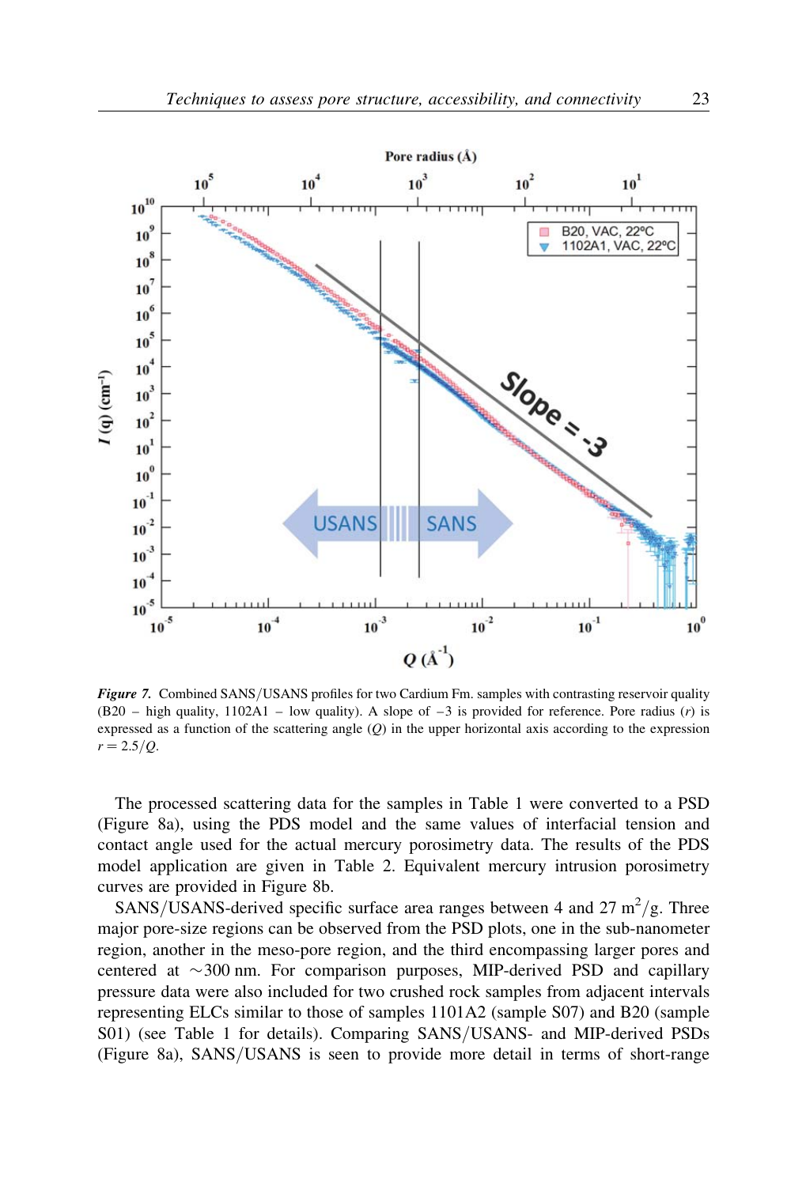*Figure 7.* Combined SANS/USANS profiles for two Cardium Fm. samples with contrasting reservoir quality (B20 – high quality, 1102A1 – low quality). A slope of –3 is provided for reference. Pore radius ($r$) is expressed as a function of the scattering angle ($Q$) in the upper horizontal axis according to the expression $r = 2.5/Q$.

The processed scattering data for the samples in Table 1 were converted to a PSD (Figure 8a), using the PDS model and the same values of interfacial tension and contact angle used for the actual mercury porosimetry data. The results of the PDS model application are given in Table 2. Equivalent mercury intrusion porosimetry curves are provided in Figure 8b.

SANS/USANS-derived specific surface area ranges between 4 and 27 $m^2/g$. Three major pore-size regions can be observed from the PSD plots, one in the sub-nanometer region, another in the meso-pore region, and the third encompassing larger pores and centered at ~300 nm. For comparison purposes, MIP-derived PSD and capillary pressure data were also included for two crushed rock samples from adjacent intervals representing ELCs similar to those of samples 1101A2 (sample S07) and B20 (sample S01) (see Table 1 for details). Comparing SANS/USANS- and MIP-derived PSDs (Figure 8a), SANS/USANS is seen to provide more detail in terms of short-range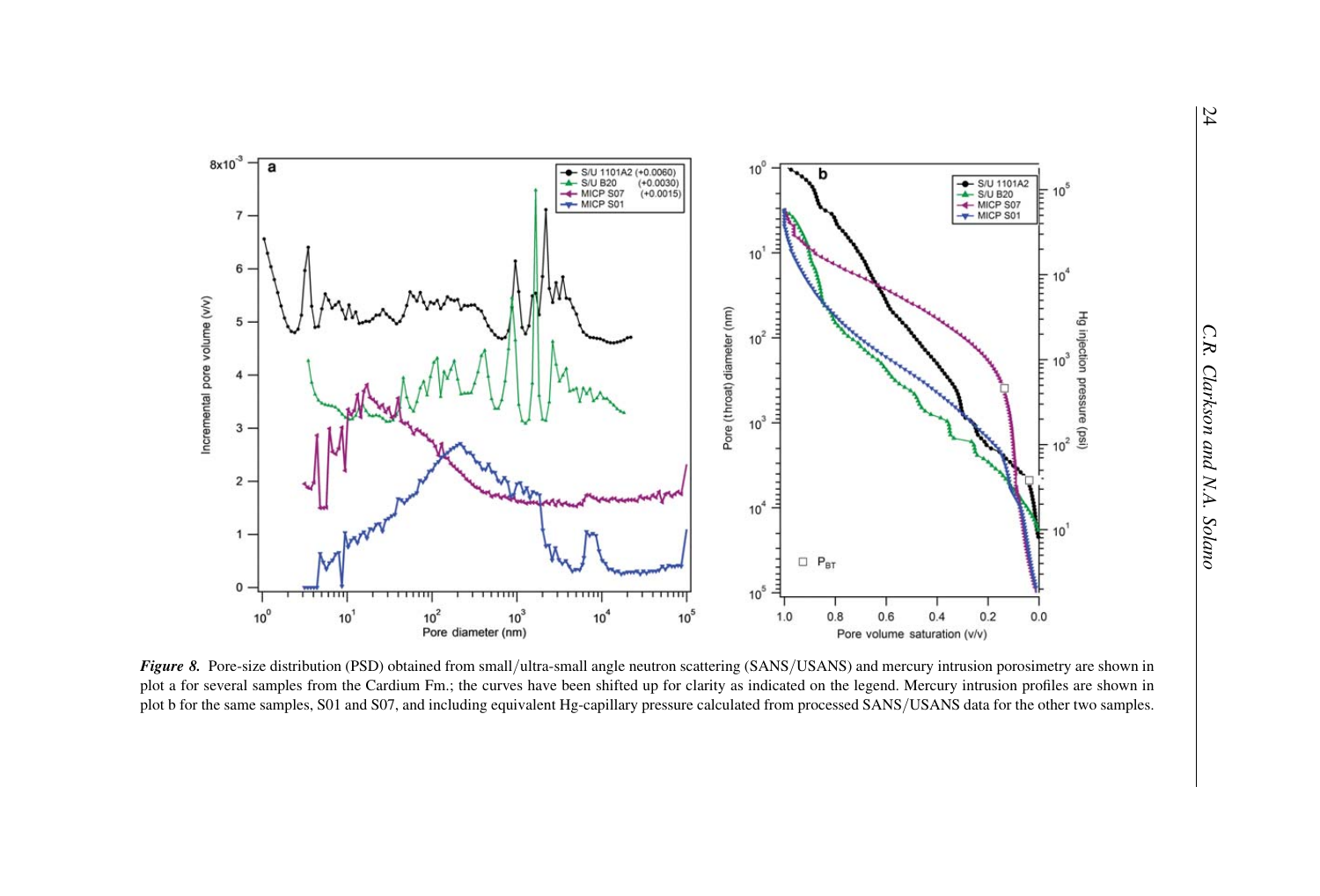***Figure 8.*** Pore-size distribution (PSD) obtained from small/ultra-small angle neutron scattering (SANS/USANS) and mercury intrusion porosimetry are shown in plot a for several samples from the Cardium Fm.; the curves have been shifted up for clarity as indicated on the legend. Mercury intrusion profiles are shown in plot b for the same samples, S01 and S07, and including equivalent Hg-capillary pressure calculated from processed SANS/USANS data for the other two samples.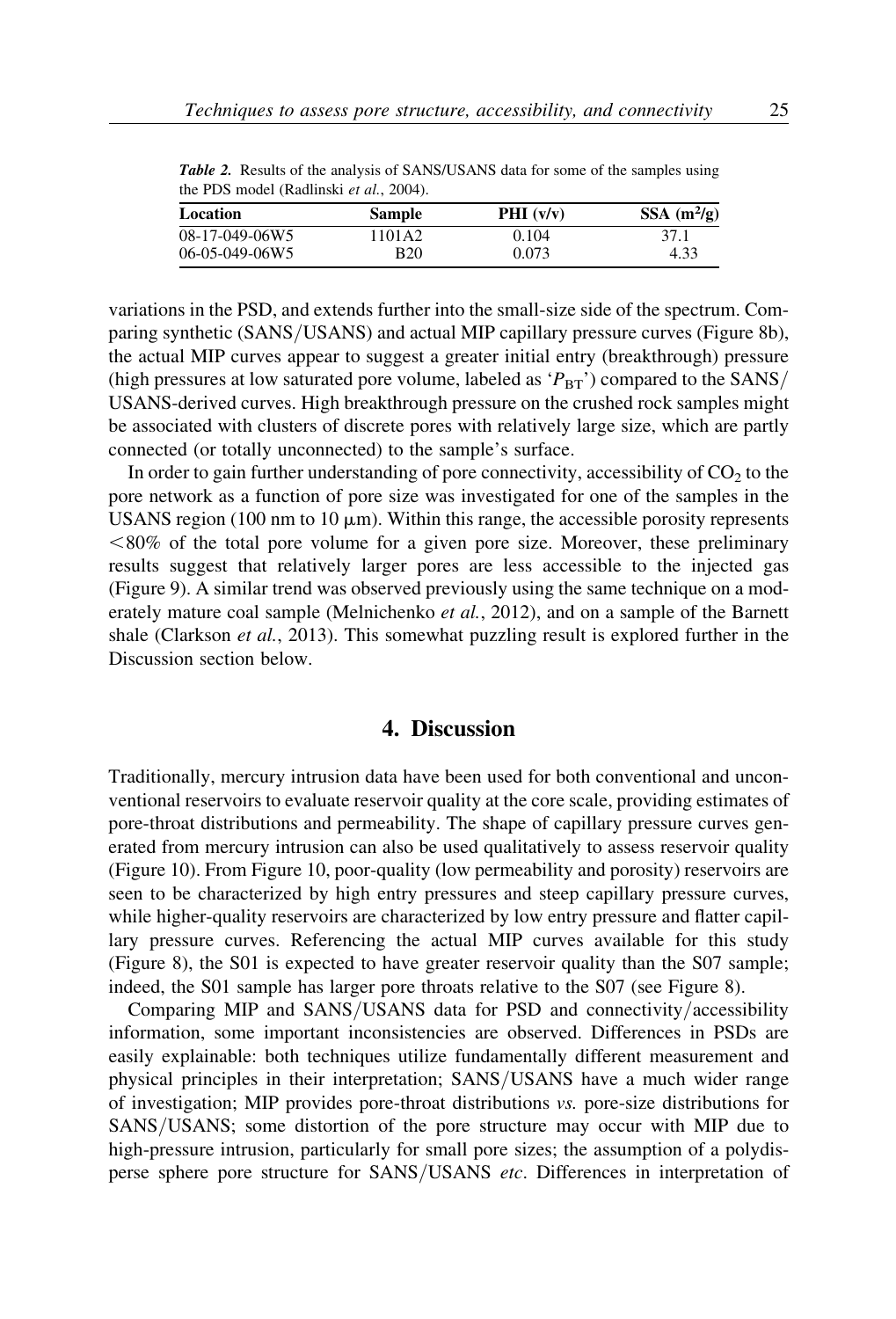*Table 2.* Results of the analysis of SANS/USANS data for some of the samples using the PDS model (Radlinski *et al.*, 2004).

| Location | Sample | PHI (v/v) | SSA ($m^2/g$) |
|---|---|---|---|
| 08-17-049-06W5 | 1101A2 | 0.104 | 37.1 |
| 06-05-049-06W5 | B20 | 0.073 | 4.33 |

variations in the PSD, and extends further into the small-size side of the spectrum. Comparing synthetic (SANS/USANS) and actual MIP capillary pressure curves (Figure 8b), the actual MIP curves appear to suggest a greater initial entry (breakthrough) pressure (high pressures at low saturated pore volume, labeled as '$P_{BT}$') compared to the SANS/USANS-derived curves. High breakthrough pressure on the crushed rock samples might be associated with clusters of discrete pores with relatively large size, which are partly connected (or totally unconnected) to the sample's surface.

In order to gain further understanding of pore connectivity, accessibility of $CO_2$ to the pore network as a function of pore size was investigated for one of the samples in the USANS region (100 nm to 10 μm). Within this range, the accessible porosity represents <80% of the total pore volume for a given pore size. Moreover, these preliminary results suggest that relatively larger pores are less accessible to the injected gas (Figure 9). A similar trend was observed previously using the same technique on a moderately mature coal sample (Melnichenko *et al.*, 2012), and on a sample of the Barnett shale (Clarkson *et al.*, 2013). This somewhat puzzling result is explored further in the Discussion section below.

## 4. Discussion

Traditionally, mercury intrusion data have been used for both conventional and unconventional reservoirs to evaluate reservoir quality at the core scale, providing estimates of pore-throat distributions and permeability. The shape of capillary pressure curves generated from mercury intrusion can also be used qualitatively to assess reservoir quality (Figure 10). From Figure 10, poor-quality (low permeability and porosity) reservoirs are seen to be characterized by high entry pressures and steep capillary pressure curves, while higher-quality reservoirs are characterized by low entry pressure and flatter capillary pressure curves. Referencing the actual MIP curves available for this study (Figure 8), the S01 is expected to have greater reservoir quality than the S07 sample; indeed, the S01 sample has larger pore throats relative to the S07 (see Figure 8).

Comparing MIP and SANS/USANS data for PSD and connectivity/accessibility information, some important inconsistencies are observed. Differences in PSDs are easily explainable: both techniques utilize fundamentally different measurement and physical principles in their interpretation; SANS/USANS have a much wider range of investigation; MIP provides pore-throat distributions *vs.* pore-size distributions for SANS/USANS; some distortion of the pore structure may occur with MIP due to high-pressure intrusion, particularly for small pore sizes; the assumption of a polydisperse sphere pore structure for SANS/USANS *etc*. Differences in interpretation of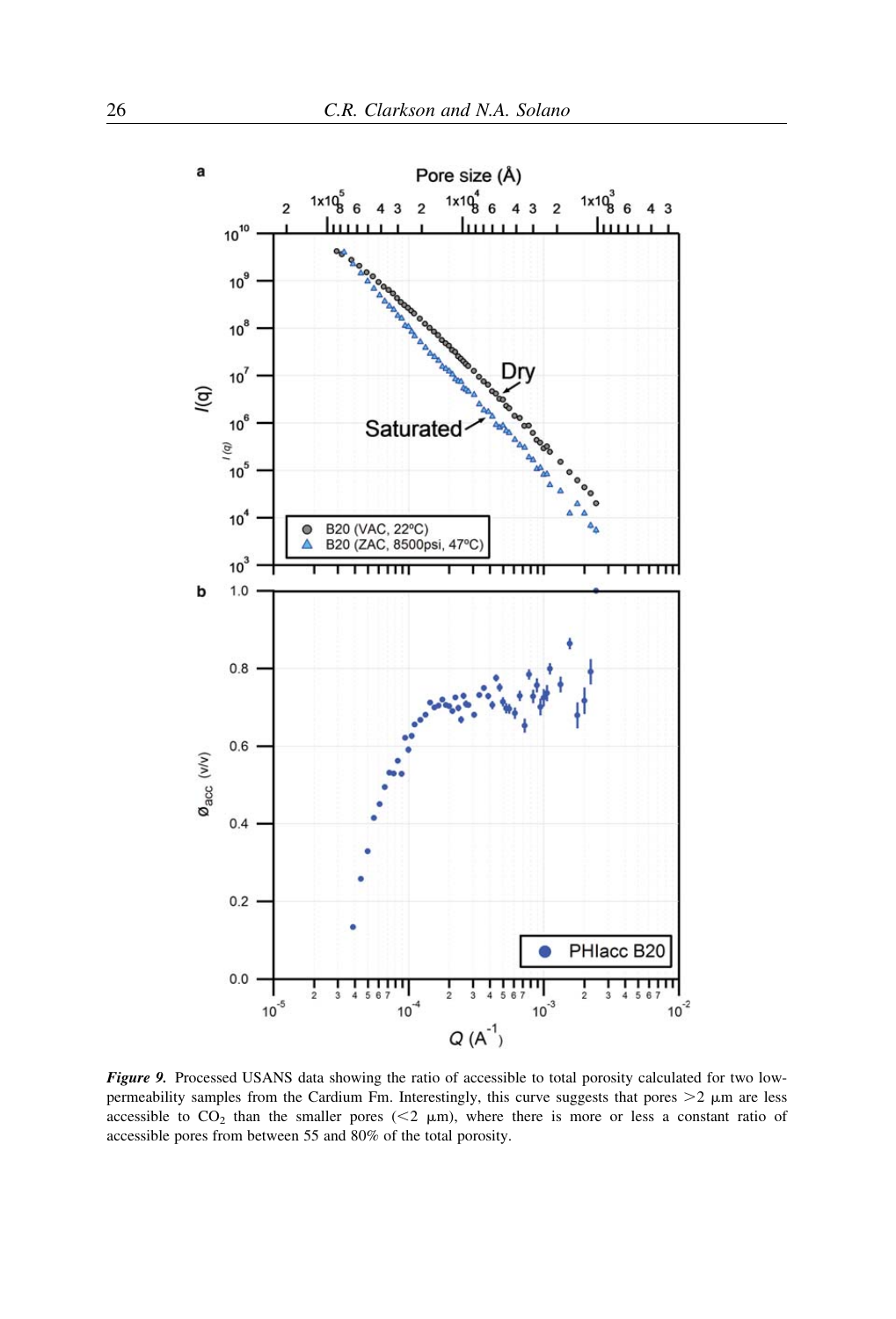***Figure 9.*** Processed USANS data showing the ratio of accessible to total porosity calculated for two low-permeability samples from the Cardium Fm. Interestingly, this curve suggests that pores >2 μm are less accessible to $CO_2$ than the smaller pores (<2 μm), where there is more or less a constant ratio of accessible pores from between 55 and 80% of the total porosity.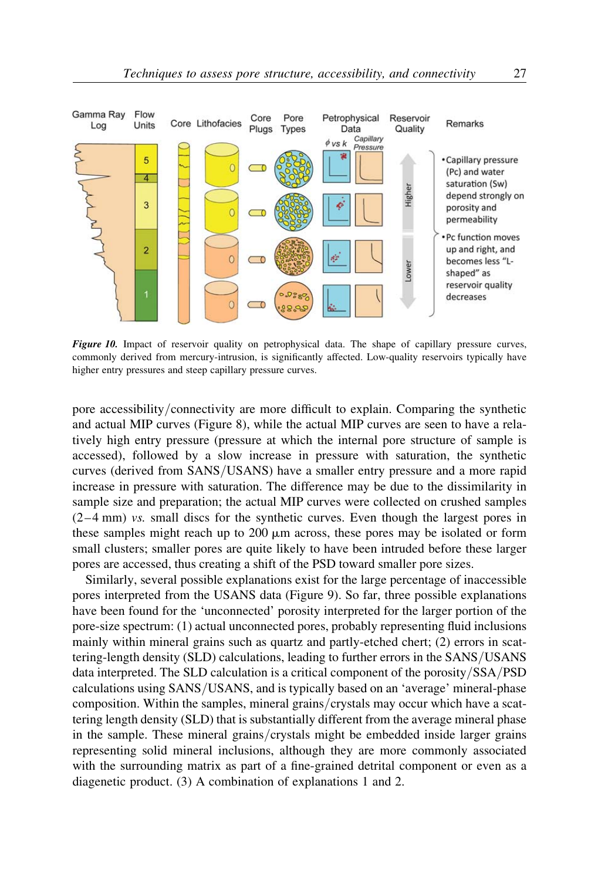*Figure 10.* Impact of reservoir quality on petrophysical data. The shape of capillary pressure curves, commonly derived from mercury-intrusion, is significantly affected. Low-quality reservoirs typically have higher entry pressures and steep capillary pressure curves.

pore accessibility/connectivity are more difficult to explain. Comparing the synthetic and actual MIP curves (Figure 8), while the actual MIP curves are seen to have a relatively high entry pressure (pressure at which the internal pore structure of sample is accessed), followed by a slow increase in pressure with saturation, the synthetic curves (derived from SANS/USANS) have a smaller entry pressure and a more rapid increase in pressure with saturation. The difference may be due to the dissimilarity in sample size and preparation; the actual MIP curves were collected on crushed samples (2–4 mm) *vs.* small discs for the synthetic curves. Even though the largest pores in these samples might reach up to 200 μm across, these pores may be isolated or form small clusters; smaller pores are quite likely to have been intruded before these larger pores are accessed, thus creating a shift of the PSD toward smaller pore sizes.

Similarly, several possible explanations exist for the large percentage of inaccessible pores interpreted from the USANS data (Figure 9). So far, three possible explanations have been found for the 'unconnected' porosity interpreted for the larger portion of the pore-size spectrum: (1) actual unconnected pores, probably representing fluid inclusions mainly within mineral grains such as quartz and partly-etched chert; (2) errors in scattering-length density (SLD) calculations, leading to further errors in the SANS/USANS data interpreted. The SLD calculation is a critical component of the porosity/SSA/PSD calculations using SANS/USANS, and is typically based on an 'average' mineral-phase composition. Within the samples, mineral grains/crystals may occur which have a scattering length density (SLD) that is substantially different from the average mineral phase in the sample. These mineral grains/crystals might be embedded inside larger grains representing solid mineral inclusions, although they are more commonly associated with the surrounding matrix as part of a fine-grained detrital component or even as a diagenetic product. (3) A combination of explanations 1 and 2.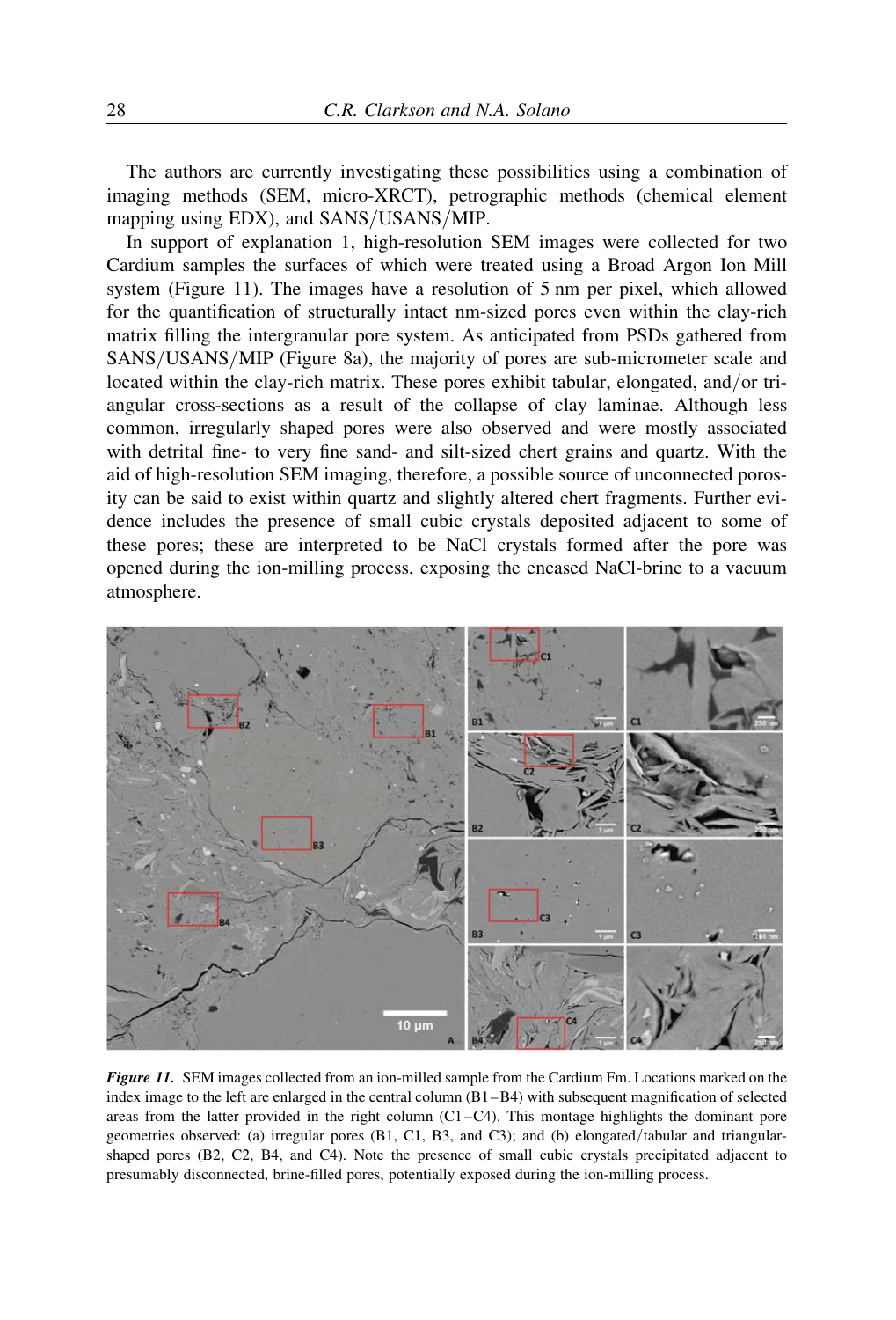The authors are currently investigating these possibilities using a combination of imaging methods (SEM, micro-XRCT), petrographic methods (chemical element mapping using EDX), and SANS/USANS/MIP.

In support of explanation 1, high-resolution SEM images were collected for two Cardium samples the surfaces of which were treated using a Broad Argon Ion Mill system (Figure 11). The images have a resolution of 5 nm per pixel, which allowed for the quantification of structurally intact nm-sized pores even within the clay-rich matrix filling the intergranular pore system. As anticipated from PSDs gathered from SANS/USANS/MIP (Figure 8a), the majority of pores are sub-micrometer scale and located within the clay-rich matrix. These pores exhibit tabular, elongated, and/or triangular cross-sections as a result of the collapse of clay laminae. Although less common, irregularly shaped pores were also observed and were mostly associated with detrital fine- to very fine sand- and silt-sized chert grains and quartz. With the aid of high-resolution SEM imaging, therefore, a possible source of unconnected porosity can be said to exist within quartz and slightly altered chert fragments. Further evidence includes the presence of small cubic crystals deposited adjacent to some of these pores; these are interpreted to be NaCl crystals formed after the pore was opened during the ion-milling process, exposing the encased NaCl-brine to a vacuum atmosphere.

***Figure 11.*** SEM images collected from an ion-milled sample from the Cardium Fm. Locations marked on the index image to the left are enlarged in the central column (B1–B4) with subsequent magnification of selected areas from the latter provided in the right column (C1–C4). This montage highlights the dominant pore geometries observed: (a) irregular pores (B1, C1, B3, and C3); and (b) elongated/tabular and triangular-shaped pores (B2, C2, B4, and C4). Note the presence of small cubic crystals precipitated adjacent to presumably disconnected, brine-filled pores, potentially exposed during the ion-milling process.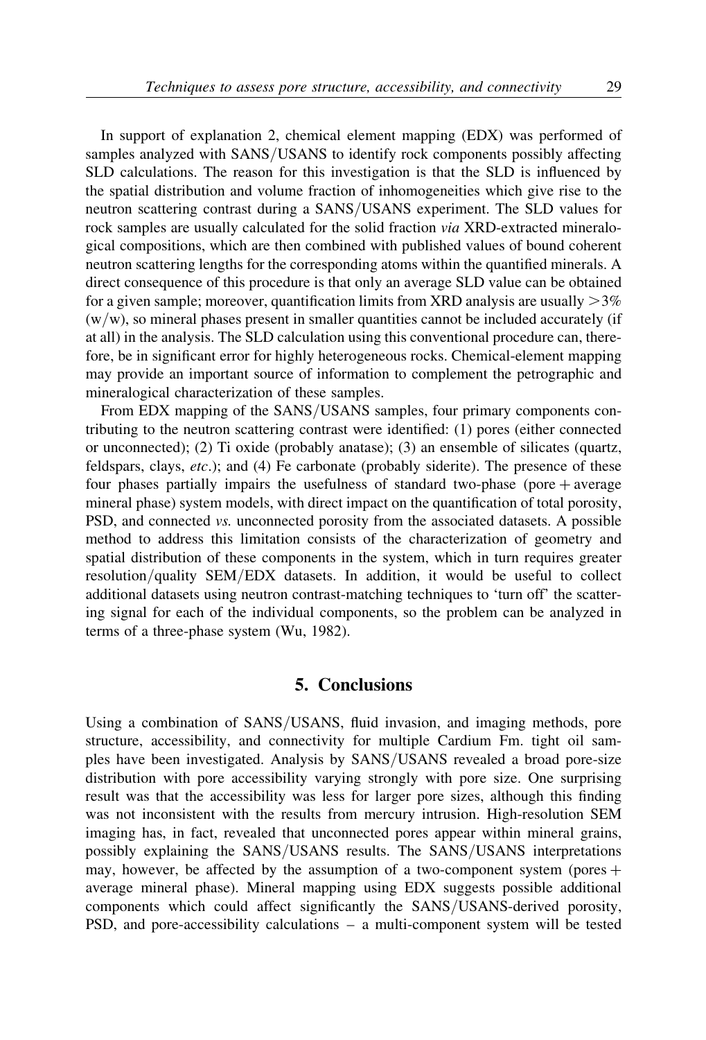In support of explanation 2, chemical element mapping (EDX) was performed of samples analyzed with SANS/USANS to identify rock components possibly affecting SLD calculations. The reason for this investigation is that the SLD is influenced by the spatial distribution and volume fraction of inhomogeneities which give rise to the neutron scattering contrast during a SANS/USANS experiment. The SLD values for rock samples are usually calculated for the solid fraction *via* XRD-extracted mineralogical compositions, which are then combined with published values of bound coherent neutron scattering lengths for the corresponding atoms within the quantified minerals. A direct consequence of this procedure is that only an average SLD value can be obtained for a given sample; moreover, quantification limits from XRD analysis are usually $>3\%$ (w/w), so mineral phases present in smaller quantities cannot be included accurately (if at all) in the analysis. The SLD calculation using this conventional procedure can, therefore, be in significant error for highly heterogeneous rocks. Chemical-element mapping may provide an important source of information to complement the petrographic and mineralogical characterization of these samples.

From EDX mapping of the SANS/USANS samples, four primary components contributing to the neutron scattering contrast were identified: (1) pores (either connected or unconnected); (2) Ti oxide (probably anatase); (3) an ensemble of silicates (quartz, feldspars, clays, *etc*.); and (4) Fe carbonate (probably siderite). The presence of these four phases partially impairs the usefulness of standard two-phase (pore + average mineral phase) system models, with direct impact on the quantification of total porosity, PSD, and connected *vs.* unconnected porosity from the associated datasets. A possible method to address this limitation consists of the characterization of geometry and spatial distribution of these components in the system, which in turn requires greater resolution/quality SEM/EDX datasets. In addition, it would be useful to collect additional datasets using neutron contrast-matching techniques to 'turn off' the scattering signal for each of the individual components, so the problem can be analyzed in terms of a three-phase system (Wu, 1982).

## 5. Conclusions

Using a combination of SANS/USANS, fluid invasion, and imaging methods, pore structure, accessibility, and connectivity for multiple Cardium Fm. tight oil samples have been investigated. Analysis by SANS/USANS revealed a broad pore-size distribution with pore accessibility varying strongly with pore size. One surprising result was that the accessibility was less for larger pore sizes, although this finding was not inconsistent with the results from mercury intrusion. High-resolution SEM imaging has, in fact, revealed that unconnected pores appear within mineral grains, possibly explaining the SANS/USANS results. The SANS/USANS interpretations may, however, be affected by the assumption of a two-component system (pores + average mineral phase). Mineral mapping using EDX suggests possible additional components which could affect significantly the SANS/USANS-derived porosity, PSD, and pore-accessibility calculations – a multi-component system will be tested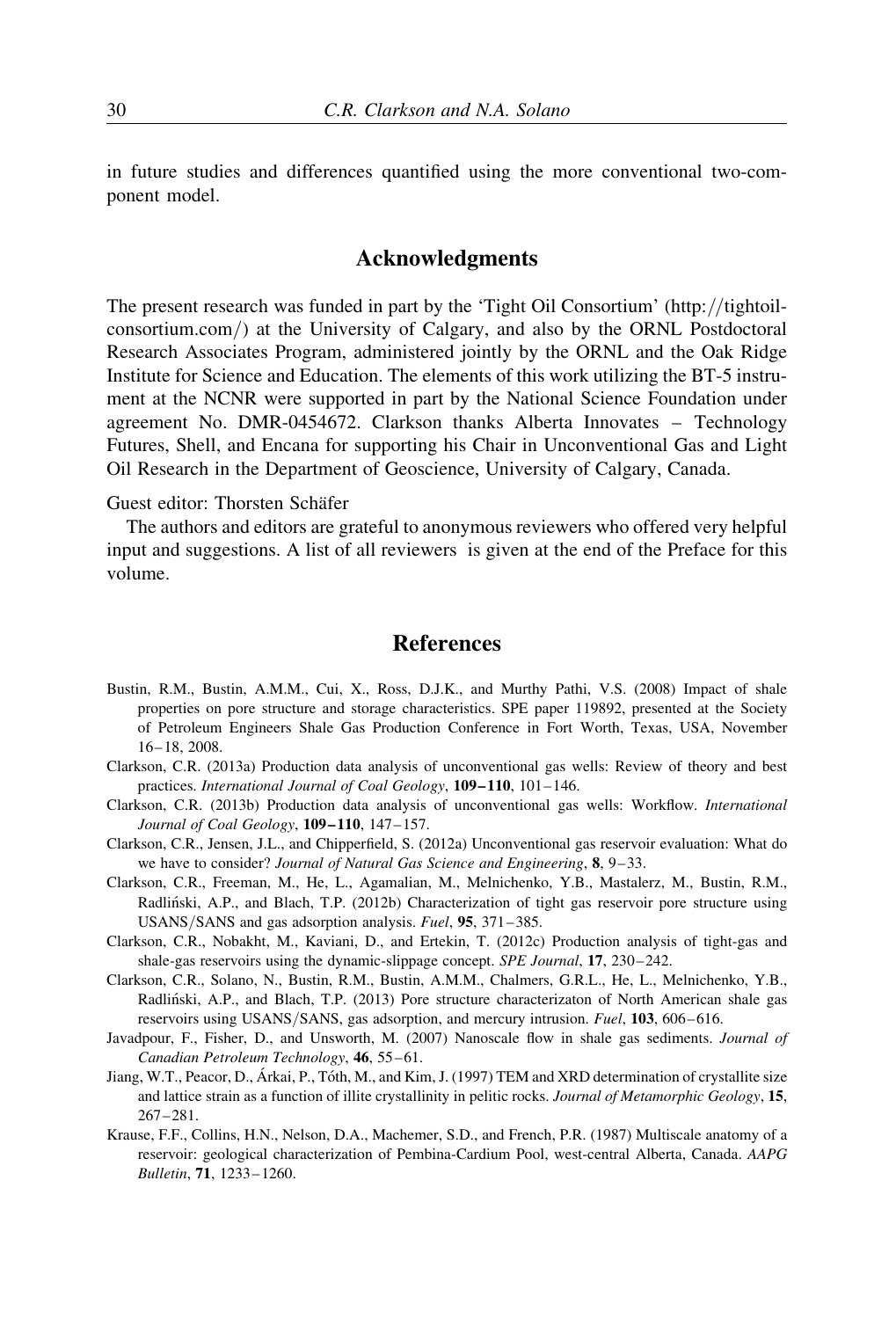in future studies and differences quantified using the more conventional two-component model.

## Acknowledgments

The present research was funded in part by the 'Tight Oil Consortium' (http://tightoilconsortium.com/) at the University of Calgary, and also by the ORNL Postdoctoral Research Associates Program, administered jointly by the ORNL and the Oak Ridge Institute for Science and Education. The elements of this work utilizing the BT-5 instrument at the NCNR were supported in part by the National Science Foundation under agreement No. DMR-0454672. Clarkson thanks Alberta Innovates – Technology Futures, Shell, and Encana for supporting his Chair in Unconventional Gas and Light Oil Research in the Department of Geoscience, University of Calgary, Canada.

Guest editor: Thorsten Schäfer

The authors and editors are grateful to anonymous reviewers who offered very helpful input and suggestions. A list of all reviewers is given at the end of the Preface for this volume.

## References

Bustin, R.M., Bustin, A.M.M., Cui, X., Ross, D.J.K., and Murthy Pathi, V.S. (2008) Impact of shale properties on pore structure and storage characteristics. SPE paper 119892, presented at the Society of Petroleum Engineers Shale Gas Production Conference in Fort Worth, Texas, USA, November 16–18, 2008.

Clarkson, C.R. (2013a) Production data analysis of unconventional gas wells: Review of theory and best practices. *International Journal of Coal Geology*, **109–110**, 101–146.

Clarkson, C.R. (2013b) Production data analysis of unconventional gas wells: Workflow. *International Journal of Coal Geology*, **109–110**, 147–157.

Clarkson, C.R., Jensen, J.L., and Chipperfield, S. (2012a) Unconventional gas reservoir evaluation: What do we have to consider? *Journal of Natural Gas Science and Engineering*, **8**, 9–33.

Clarkson, C.R., Freeman, M., He, L., Agamalian, M., Melnichenko, Y.B., Mastalerz, M., Bustin, R.M., Radliński, A.P., and Blach, T.P. (2012b) Characterization of tight gas reservoir pore structure using USANS/SANS and gas adsorption analysis. *Fuel*, **95**, 371–385.

Clarkson, C.R., Nobakht, M., Kaviani, D., and Ertekin, T. (2012c) Production analysis of tight-gas and shale-gas reservoirs using the dynamic-slippage concept. *SPE Journal*, **17**, 230–242.

Clarkson, C.R., Solano, N., Bustin, R.M., Bustin, A.M.M., Chalmers, G.R.L., He, L., Melnichenko, Y.B., Radliński, A.P., and Blach, T.P. (2013) Pore structure characterizaton of North American shale gas reservoirs using USANS/SANS, gas adsorption, and mercury intrusion. *Fuel*, **103**, 606–616.

Javadpour, F., Fisher, D., and Unsworth, M. (2007) Nanoscale flow in shale gas sediments. *Journal of Canadian Petroleum Technology*, **46**, 55–61.

Jiang, W.T., Peacor, D., Árkai, P., Tóth, M., and Kim, J. (1997) TEM and XRD determination of crystallite size and lattice strain as a function of illite crystallinity in pelitic rocks. *Journal of Metamorphic Geology*, **15**, 267–281.

Krause, F.F., Collins, H.N., Nelson, D.A., Machemer, S.D., and French, P.R. (1987) Multiscale anatomy of a reservoir: geological characterization of Pembina-Cardium Pool, west-central Alberta, Canada. *AAPG Bulletin*, **71**, 1233–1260.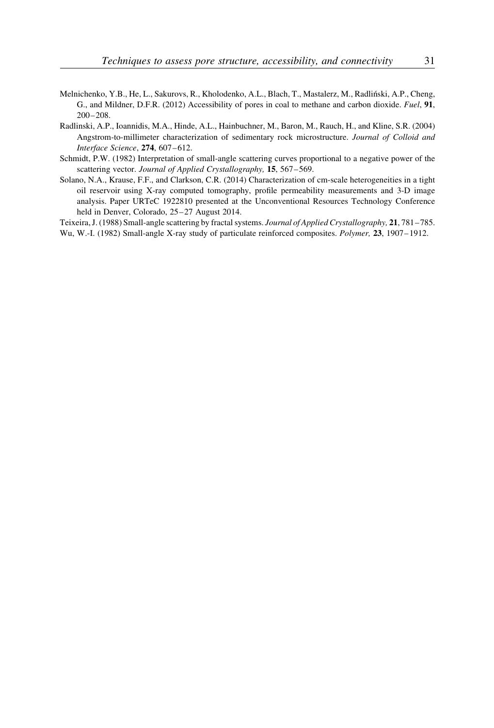Melnichenko, Y.B., He, L., Sakurovs, R., Kholodenko, A.L., Blach, T., Mastalerz, M., Radliński, A.P., Cheng, G., and Mildner, D.F.R. (2012) Accessibility of pores in coal to methane and carbon dioxide. *Fuel*, **91**, 200–208.

Radlinski, A.P., Ioannidis, M.A., Hinde, A.L., Hainbuchner, M., Baron, M., Rauch, H., and Kline, S.R. (2004) Angstrom-to-millimeter characterization of sedimentary rock microstructure. *Journal of Colloid and Interface Science*, **274**, 607–612.

Schmidt, P.W. (1982) Interpretation of small-angle scattering curves proportional to a negative power of the scattering vector. *Journal of Applied Crystallography,* **15**, 567–569.

Solano, N.A., Krause, F.F., and Clarkson, C.R. (2014) Characterization of cm-scale heterogeneities in a tight oil reservoir using X-ray computed tomography, profile permeability measurements and 3-D image analysis. Paper URTeC 1922810 presented at the Unconventional Resources Technology Conference held in Denver, Colorado, 25–27 August 2014.

Teixeira, J. (1988) Small-angle scattering by fractal systems. *Journal of Applied Crystallography,* **21**, 781–785.

Wu, W.-I. (1982) Small-angle X-ray study of particulate reinforced composites. *Polymer,* **23**, 1907–1912.